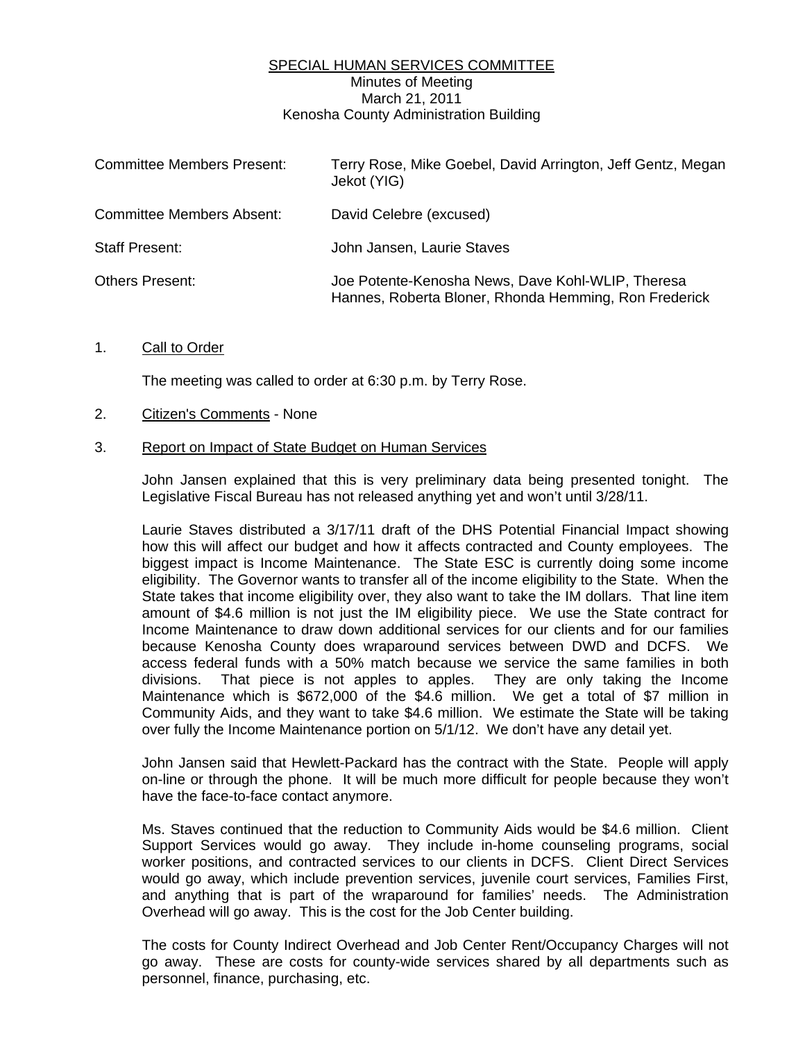# SPECIAL HUMAN SERVICES COMMITTEE

Minutes of Meeting
March 21, 2011
Kenosha County Administration Building

| | |
|---|---|
| Committee Members Present: | Terry Rose, Mike Goebel, David Arrington, Jeff Gentz, Megan Jekot (YIG) |
| Committee Members Absent: | David Celebre (excused) |
| Staff Present: | John Jansen, Laurie Staves |
| Others Present: | Joe Potente-Kenosha News, Dave Kohl-WLIP, Theresa Hannes, Roberta Bloner, Rhonda Hemming, Ron Frederick |

1. Call to Order

   The meeting was called to order at 6:30 p.m. by Terry Rose.

2. Citizen's Comments - None

3. Report on Impact of State Budget on Human Services

   John Jansen explained that this is very preliminary data being presented tonight. The Legislative Fiscal Bureau has not released anything yet and won't until 3/28/11.

   Laurie Staves distributed a 3/17/11 draft of the DHS Potential Financial Impact showing how this will affect our budget and how it affects contracted and County employees. The biggest impact is Income Maintenance. The State ESC is currently doing some income eligibility. The Governor wants to transfer all of the income eligibility to the State. When the State takes that income eligibility over, they also want to take the IM dollars. That line item amount of $4.6 million is not just the IM eligibility piece. We use the State contract for Income Maintenance to draw down additional services for our clients and for our families because Kenosha County does wraparound services between DWD and DCFS. We access federal funds with a 50% match because we service the same families in both divisions. That piece is not apples to apples. They are only taking the Income Maintenance which is $672,000 of the $4.6 million. We get a total of $7 million in Community Aids, and they want to take $4.6 million. We estimate the State will be taking over fully the Income Maintenance portion on 5/1/12. We don't have any detail yet.

   John Jansen said that Hewlett-Packard has the contract with the State. People will apply on-line or through the phone. It will be much more difficult for people because they won't have the face-to-face contact anymore.

   Ms. Staves continued that the reduction to Community Aids would be $4.6 million. Client Support Services would go away. They include in-home counseling programs, social worker positions, and contracted services to our clients in DCFS. Client Direct Services would go away, which include prevention services, juvenile court services, Families First, and anything that is part of the wraparound for families' needs. The Administration Overhead will go away. This is the cost for the Job Center building.

   The costs for County Indirect Overhead and Job Center Rent/Occupancy Charges will not go away. These are costs for county-wide services shared by all departments such as personnel, finance, purchasing, etc.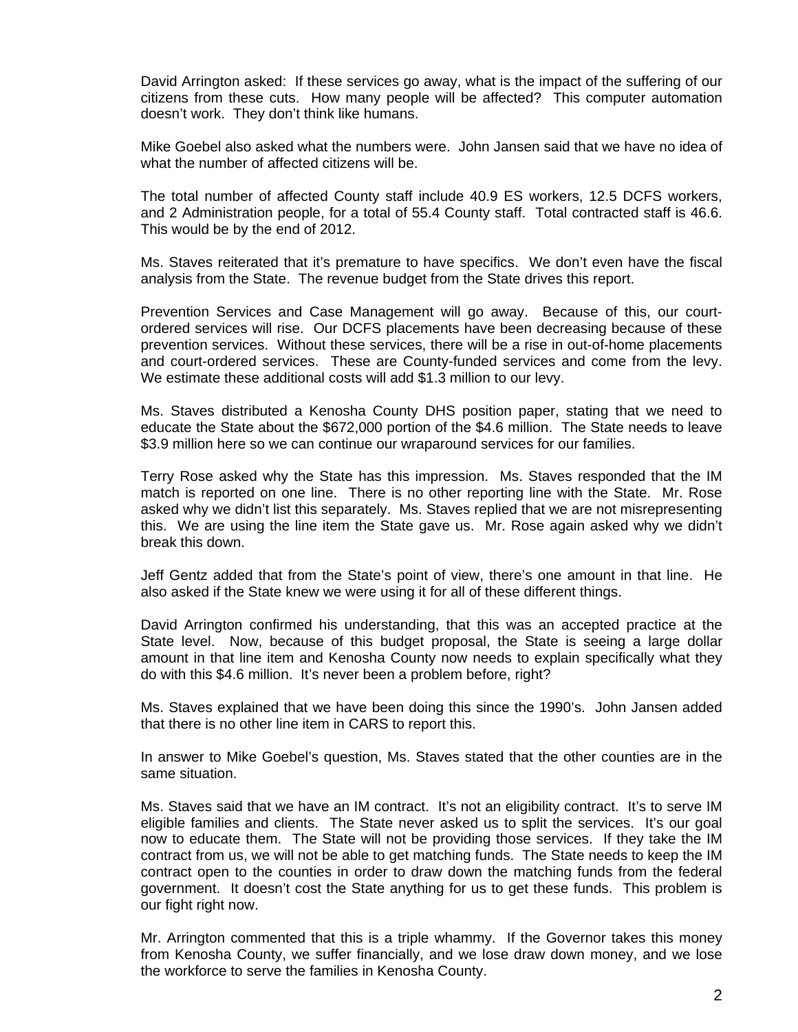David Arrington asked: If these services go away, what is the impact of the suffering of our citizens from these cuts. How many people will be affected? This computer automation doesn't work. They don't think like humans.

Mike Goebel also asked what the numbers were. John Jansen said that we have no idea of what the number of affected citizens will be.

The total number of affected County staff include 40.9 ES workers, 12.5 DCFS workers, and 2 Administration people, for a total of 55.4 County staff. Total contracted staff is 46.6. This would be by the end of 2012.

Ms. Staves reiterated that it's premature to have specifics. We don't even have the fiscal analysis from the State. The revenue budget from the State drives this report.

Prevention Services and Case Management will go away. Because of this, our court-ordered services will rise. Our DCFS placements have been decreasing because of these prevention services. Without these services, there will be a rise in out-of-home placements and court-ordered services. These are County-funded services and come from the levy. We estimate these additional costs will add $1.3 million to our levy.

Ms. Staves distributed a Kenosha County DHS position paper, stating that we need to educate the State about the $672,000 portion of the $4.6 million. The State needs to leave $3.9 million here so we can continue our wraparound services for our families.

Terry Rose asked why the State has this impression. Ms. Staves responded that the IM match is reported on one line. There is no other reporting line with the State. Mr. Rose asked why we didn't list this separately. Ms. Staves replied that we are not misrepresenting this. We are using the line item the State gave us. Mr. Rose again asked why we didn't break this down.

Jeff Gentz added that from the State's point of view, there's one amount in that line. He also asked if the State knew we were using it for all of these different things.

David Arrington confirmed his understanding, that this was an accepted practice at the State level. Now, because of this budget proposal, the State is seeing a large dollar amount in that line item and Kenosha County now needs to explain specifically what they do with this $4.6 million. It's never been a problem before, right?

Ms. Staves explained that we have been doing this since the 1990's. John Jansen added that there is no other line item in CARS to report this.

In answer to Mike Goebel's question, Ms. Staves stated that the other counties are in the same situation.

Ms. Staves said that we have an IM contract. It's not an eligibility contract. It's to serve IM eligible families and clients. The State never asked us to split the services. It's our goal now to educate them. The State will not be providing those services. If they take the IM contract from us, we will not be able to get matching funds. The State needs to keep the IM contract open to the counties in order to draw down the matching funds from the federal government. It doesn't cost the State anything for us to get these funds. This problem is our fight right now.

Mr. Arrington commented that this is a triple whammy. If the Governor takes this money from Kenosha County, we suffer financially, and we lose draw down money, and we lose the workforce to serve the families in Kenosha County.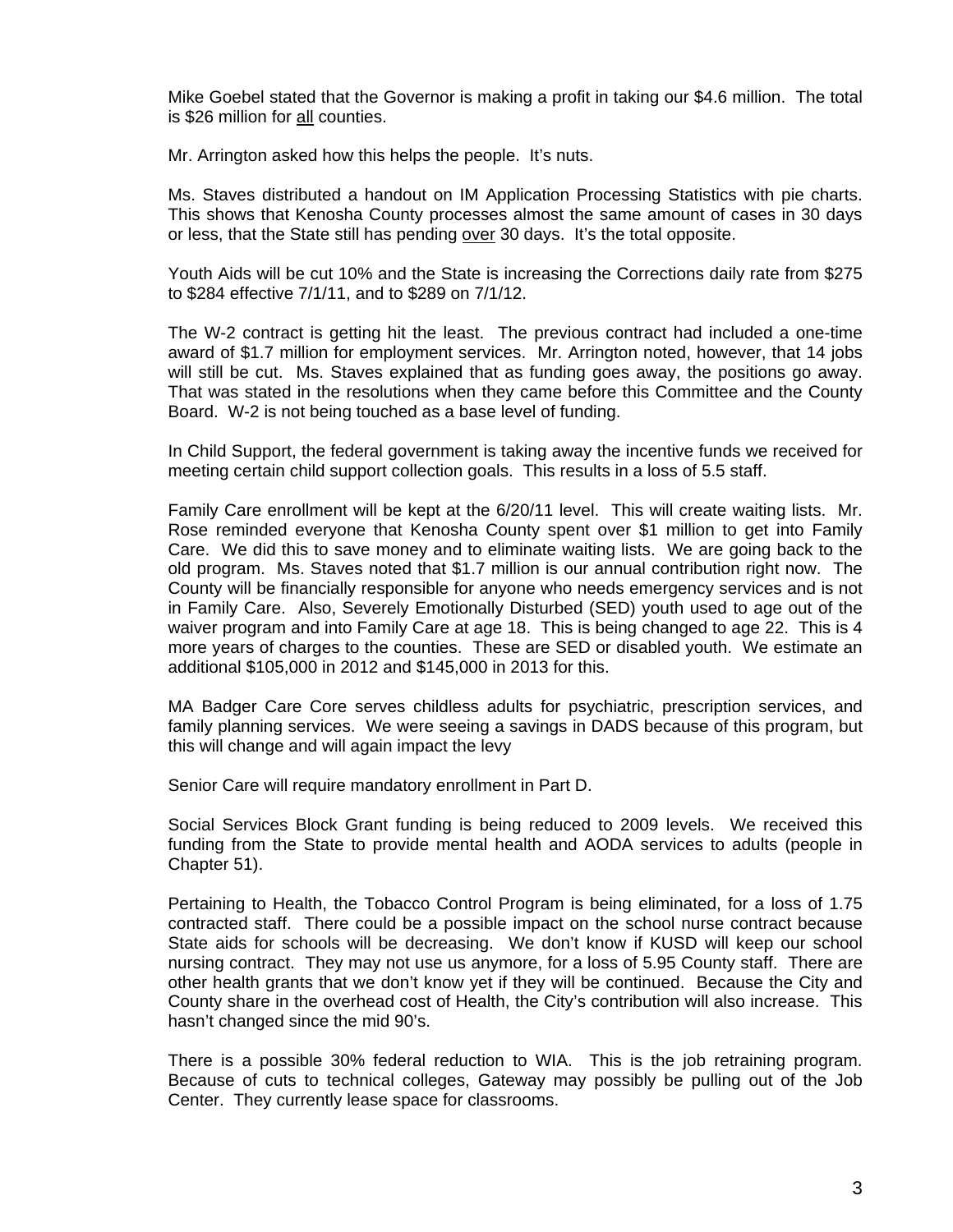Mike Goebel stated that the Governor is making a profit in taking our $4.6 million. The total is $26 million for <u>all</u> counties.

Mr. Arrington asked how this helps the people. It's nuts.

Ms. Staves distributed a handout on IM Application Processing Statistics with pie charts. This shows that Kenosha County processes almost the same amount of cases in 30 days or less, that the State still has pending <u>over</u> 30 days. It's the total opposite.

Youth Aids will be cut 10% and the State is increasing the Corrections daily rate from $275 to $284 effective 7/1/11, and to $289 on 7/1/12.

The W-2 contract is getting hit the least. The previous contract had included a one-time award of $1.7 million for employment services. Mr. Arrington noted, however, that 14 jobs will still be cut. Ms. Staves explained that as funding goes away, the positions go away. That was stated in the resolutions when they came before this Committee and the County Board. W-2 is not being touched as a base level of funding.

In Child Support, the federal government is taking away the incentive funds we received for meeting certain child support collection goals. This results in a loss of 5.5 staff.

Family Care enrollment will be kept at the 6/20/11 level. This will create waiting lists. Mr. Rose reminded everyone that Kenosha County spent over $1 million to get into Family Care. We did this to save money and to eliminate waiting lists. We are going back to the old program. Ms. Staves noted that $1.7 million is our annual contribution right now. The County will be financially responsible for anyone who needs emergency services and is not in Family Care. Also, Severely Emotionally Disturbed (SED) youth used to age out of the waiver program and into Family Care at age 18. This is being changed to age 22. This is 4 more years of charges to the counties. These are SED or disabled youth. We estimate an additional $105,000 in 2012 and $145,000 in 2013 for this.

MA Badger Care Core serves childless adults for psychiatric, prescription services, and family planning services. We were seeing a savings in DADS because of this program, but this will change and will again impact the levy

Senior Care will require mandatory enrollment in Part D.

Social Services Block Grant funding is being reduced to 2009 levels. We received this funding from the State to provide mental health and AODA services to adults (people in Chapter 51).

Pertaining to Health, the Tobacco Control Program is being eliminated, for a loss of 1.75 contracted staff. There could be a possible impact on the school nurse contract because State aids for schools will be decreasing. We don't know if KUSD will keep our school nursing contract. They may not use us anymore, for a loss of 5.95 County staff. There are other health grants that we don't know yet if they will be continued. Because the City and County share in the overhead cost of Health, the City's contribution will also increase. This hasn't changed since the mid 90's.

There is a possible 30% federal reduction to WIA. This is the job retraining program. Because of cuts to technical colleges, Gateway may possibly be pulling out of the Job Center. They currently lease space for classrooms.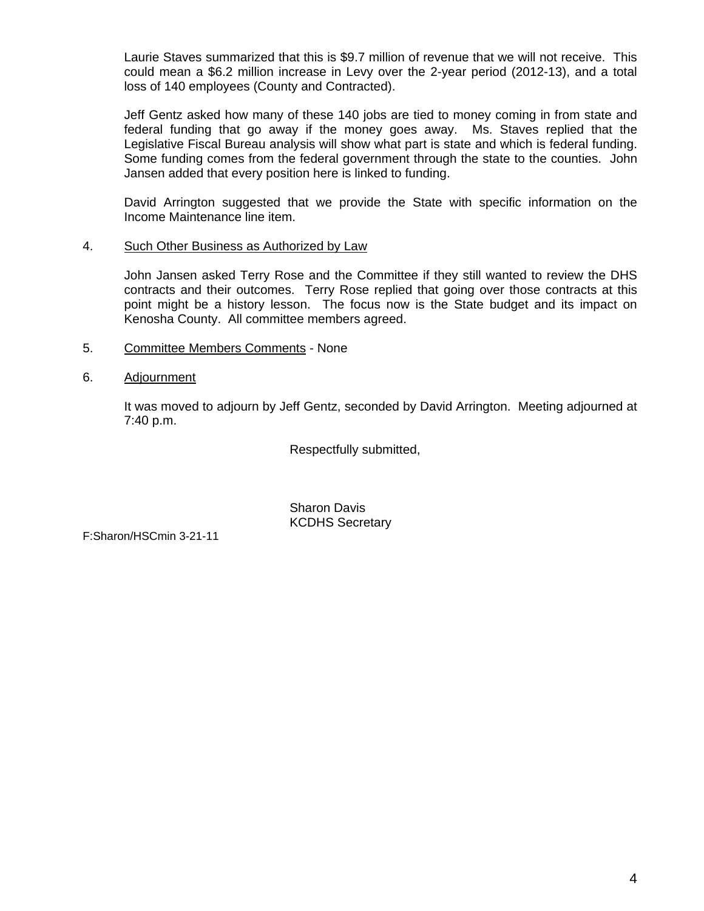Laurie Staves summarized that this is $9.7 million of revenue that we will not receive. This could mean a $6.2 million increase in Levy over the 2-year period (2012-13), and a total loss of 140 employees (County and Contracted).

Jeff Gentz asked how many of these 140 jobs are tied to money coming in from state and federal funding that go away if the money goes away. Ms. Staves replied that the Legislative Fiscal Bureau analysis will show what part is state and which is federal funding. Some funding comes from the federal government through the state to the counties. John Jansen added that every position here is linked to funding.

David Arrington suggested that we provide the State with specific information on the Income Maintenance line item.

4. Such Other Business as Authorized by Law

John Jansen asked Terry Rose and the Committee if they still wanted to review the DHS contracts and their outcomes. Terry Rose replied that going over those contracts at this point might be a history lesson. The focus now is the State budget and its impact on Kenosha County. All committee members agreed.

5. Committee Members Comments - None

6. Adjournment

It was moved to adjourn by Jeff Gentz, seconded by David Arrington. Meeting adjourned at 7:40 p.m.

Respectfully submitted,

Sharon Davis
KCDHS Secretary

F:Sharon/HSCmin 3-21-11